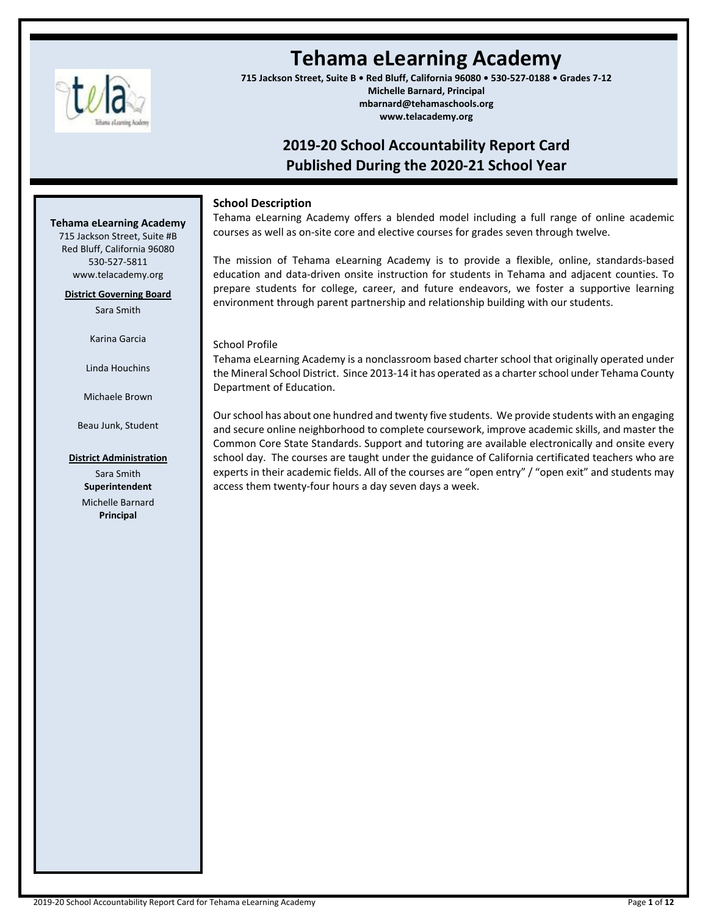# Tehama eLearning Academy

**715 Jackson Street, Suite B • Red Bluff, California 96080 • 530-527-0188 • Grades 7-12**
**Michelle Barnard, Principal**
**mbarnard@tehamaschools.org**
**www.telacademy.org**

## 2019-20 School Accountability Report Card
## Published During the 2020-21 School Year

**Tehama eLearning Academy**
715 Jackson Street, Suite #B
Red Bluff, California 96080
530-527-5811
www.telacademy.org

**District Governing Board**

Sara Smith

Karina Garcia

Linda Houchins

Michaele Brown

Beau Junk, Student

**District Administration**

Sara Smith
**Superintendent**

Michelle Barnard
**Principal**

### School Description

Tehama eLearning Academy offers a blended model including a full range of online academic courses as well as on-site core and elective courses for grades seven through twelve.

The mission of Tehama eLearning Academy is to provide a flexible, online, standards-based education and data-driven onsite instruction for students in Tehama and adjacent counties. To prepare students for college, career, and future endeavors, we foster a supportive learning environment through parent partnership and relationship building with our students.

School Profile

Tehama eLearning Academy is a nonclassroom based charter school that originally operated under the Mineral School District. Since 2013-14 it has operated as a charter school under Tehama County Department of Education.

Our school has about one hundred and twenty five students. We provide students with an engaging and secure online neighborhood to complete coursework, improve academic skills, and master the Common Core State Standards. Support and tutoring are available electronically and onsite every school day. The courses are taught under the guidance of California certificated teachers who are experts in their academic fields. All of the courses are "open entry" / "open exit" and students may access them twenty-four hours a day seven days a week.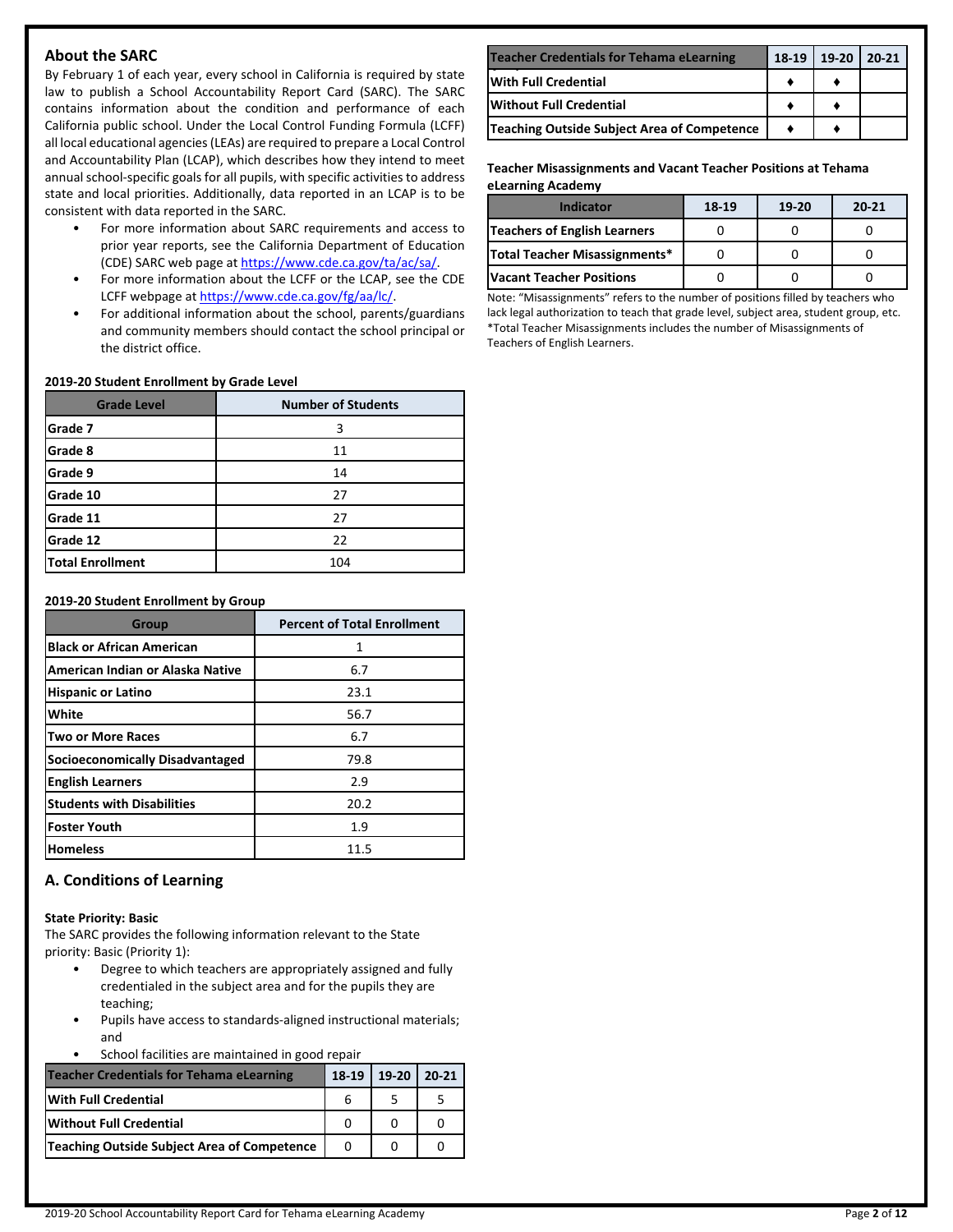## About the SARC

By February 1 of each year, every school in California is required by state law to publish a School Accountability Report Card (SARC). The SARC contains information about the condition and performance of each California public school. Under the Local Control Funding Formula (LCFF) all local educational agencies (LEAs) are required to prepare a Local Control and Accountability Plan (LCAP), which describes how they intend to meet annual school-specific goals for all pupils, with specific activities to address state and local priorities. Additionally, data reported in an LCAP is to be consistent with data reported in the SARC.

- For more information about SARC requirements and access to prior year reports, see the California Department of Education (CDE) SARC web page at https://www.cde.ca.gov/ta/ac/sa/.
- For more information about the LCFF or the LCAP, see the CDE LCFF webpage at https://www.cde.ca.gov/fg/aa/lc/.
- For additional information about the school, parents/guardians and community members should contact the school principal or the district office.

**2019-20 Student Enrollment by Grade Level**

| Grade Level | Number of Students |
|---|---|
| Grade 7 | 3 |
| Grade 8 | 11 |
| Grade 9 | 14 |
| Grade 10 | 27 |
| Grade 11 | 27 |
| Grade 12 | 22 |
| Total Enrollment | 104 |

**2019-20 Student Enrollment by Group**

| Group | Percent of Total Enrollment |
|---|---|
| Black or African American | 1 |
| American Indian or Alaska Native | 6.7 |
| Hispanic or Latino | 23.1 |
| White | 56.7 |
| Two or More Races | 6.7 |
| Socioeconomically Disadvantaged | 79.8 |
| English Learners | 2.9 |
| Students with Disabilities | 20.2 |
| Foster Youth | 1.9 |
| Homeless | 11.5 |

## A. Conditions of Learning

**State Priority: Basic**

The SARC provides the following information relevant to the State priority: Basic (Priority 1):

- Degree to which teachers are appropriately assigned and fully credentialed in the subject area and for the pupils they are teaching;
- Pupils have access to standards-aligned instructional materials; and
- School facilities are maintained in good repair

| Teacher Credentials for Tehama eLearning | 18-19 | 19-20 | 20-21 |
|---|---|---|---|
| With Full Credential | 6 | 5 | 5 |
| Without Full Credential | 0 | 0 | 0 |
| Teaching Outside Subject Area of Competence | 0 | 0 | 0 |

| Teacher Credentials for Tehama eLearning | 18-19 | 19-20 | 20-21 |
|---|---|---|---|
| With Full Credential | ♦ | ♦ | |
| Without Full Credential | ♦ | ♦ | |
| Teaching Outside Subject Area of Competence | ♦ | ♦ | |

**Teacher Misassignments and Vacant Teacher Positions at Tehama eLearning Academy**

| Indicator | 18-19 | 19-20 | 20-21 |
|---|---|---|---|
| Teachers of English Learners | 0 | 0 | 0 |
| Total Teacher Misassignments* | 0 | 0 | 0 |
| Vacant Teacher Positions | 0 | 0 | 0 |

Note: "Misassignments" refers to the number of positions filled by teachers who lack legal authorization to teach that grade level, subject area, student group, etc.
*Total Teacher Misassignments includes the number of Misassignments of Teachers of English Learners.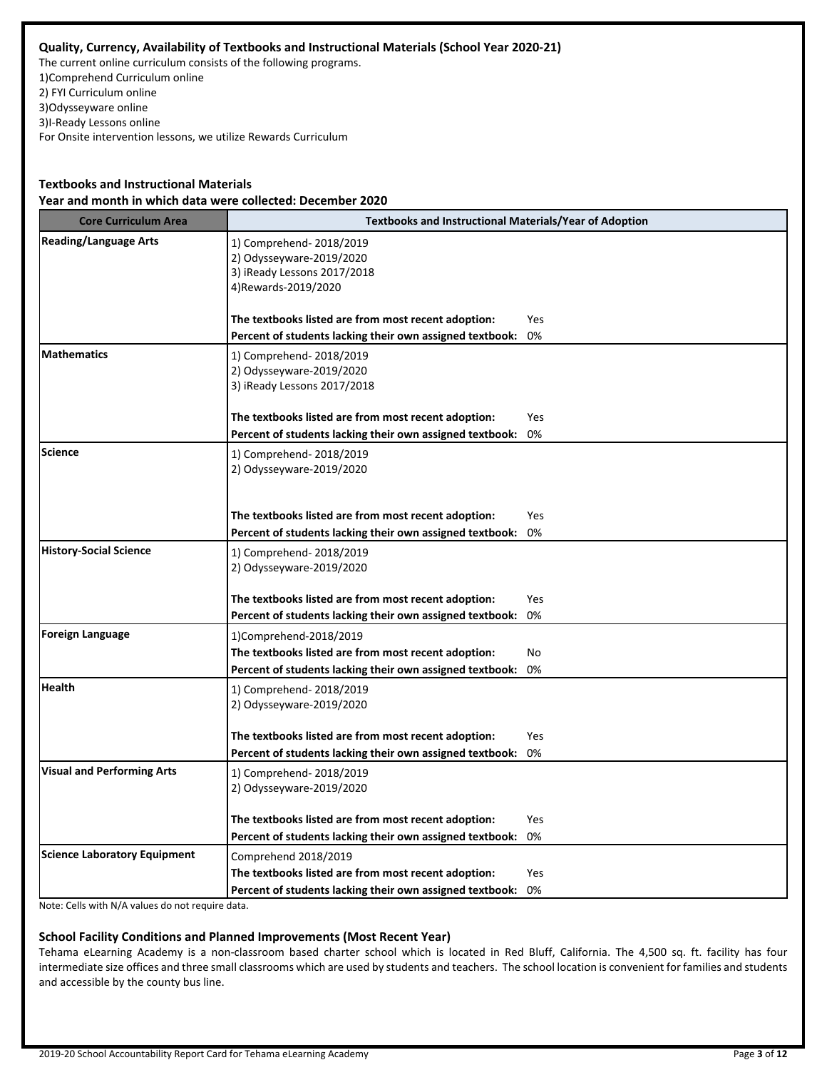### Quality, Currency, Availability of Textbooks and Instructional Materials (School Year 2020-21)

The current online curriculum consists of the following programs.
1)Comprehend Curriculum online
2) FYI Curriculum online
3)Odysseyware online
3)I-Ready Lessons online
For Onsite intervention lessons, we utilize Rewards Curriculum

### Textbooks and Instructional Materials

**Year and month in which data were collected: December 2020**

| Core Curriculum Area | Textbooks and Instructional Materials/Year of Adoption |
|---|---|
| **Reading/Language Arts** | 1) Comprehend- 2018/2019<br>2) Odysseyware-2019/2020<br>3) iReady Lessons 2017/2018<br>4)Rewards-2019/2020<br><br>**The textbooks listed are from most recent adoption:** Yes<br>**Percent of students lacking their own assigned textbook:** 0% |
| **Mathematics** | 1) Comprehend- 2018/2019<br>2) Odysseyware-2019/2020<br>3) iReady Lessons 2017/2018<br><br>**The textbooks listed are from most recent adoption:** Yes<br>**Percent of students lacking their own assigned textbook:** 0% |
| **Science** | 1) Comprehend- 2018/2019<br>2) Odysseyware-2019/2020<br><br>**The textbooks listed are from most recent adoption:** Yes<br>**Percent of students lacking their own assigned textbook:** 0% |
| **History-Social Science** | 1) Comprehend- 2018/2019<br>2) Odysseyware-2019/2020<br><br>**The textbooks listed are from most recent adoption:** Yes<br>**Percent of students lacking their own assigned textbook:** 0% |
| **Foreign Language** | 1)Comprehend-2018/2019<br>**The textbooks listed are from most recent adoption:** No<br>**Percent of students lacking their own assigned textbook:** 0% |
| **Health** | 1) Comprehend- 2018/2019<br>2) Odysseyware-2019/2020<br><br>**The textbooks listed are from most recent adoption:** Yes<br>**Percent of students lacking their own assigned textbook:** 0% |
| **Visual and Performing Arts** | 1) Comprehend- 2018/2019<br>2) Odysseyware-2019/2020<br><br>**The textbooks listed are from most recent adoption:** Yes<br>**Percent of students lacking their own assigned textbook:** 0% |
| **Science Laboratory Equipment** | Comprehend 2018/2019<br>**The textbooks listed are from most recent adoption:** Yes<br>**Percent of students lacking their own assigned textbook:** 0% |

Note: Cells with N/A values do not require data.

### School Facility Conditions and Planned Improvements (Most Recent Year)

Tehama eLearning Academy is a non-classroom based charter school which is located in Red Bluff, California. The 4,500 sq. ft. facility has four intermediate size offices and three small classrooms which are used by students and teachers. The school location is convenient for families and students and accessible by the county bus line.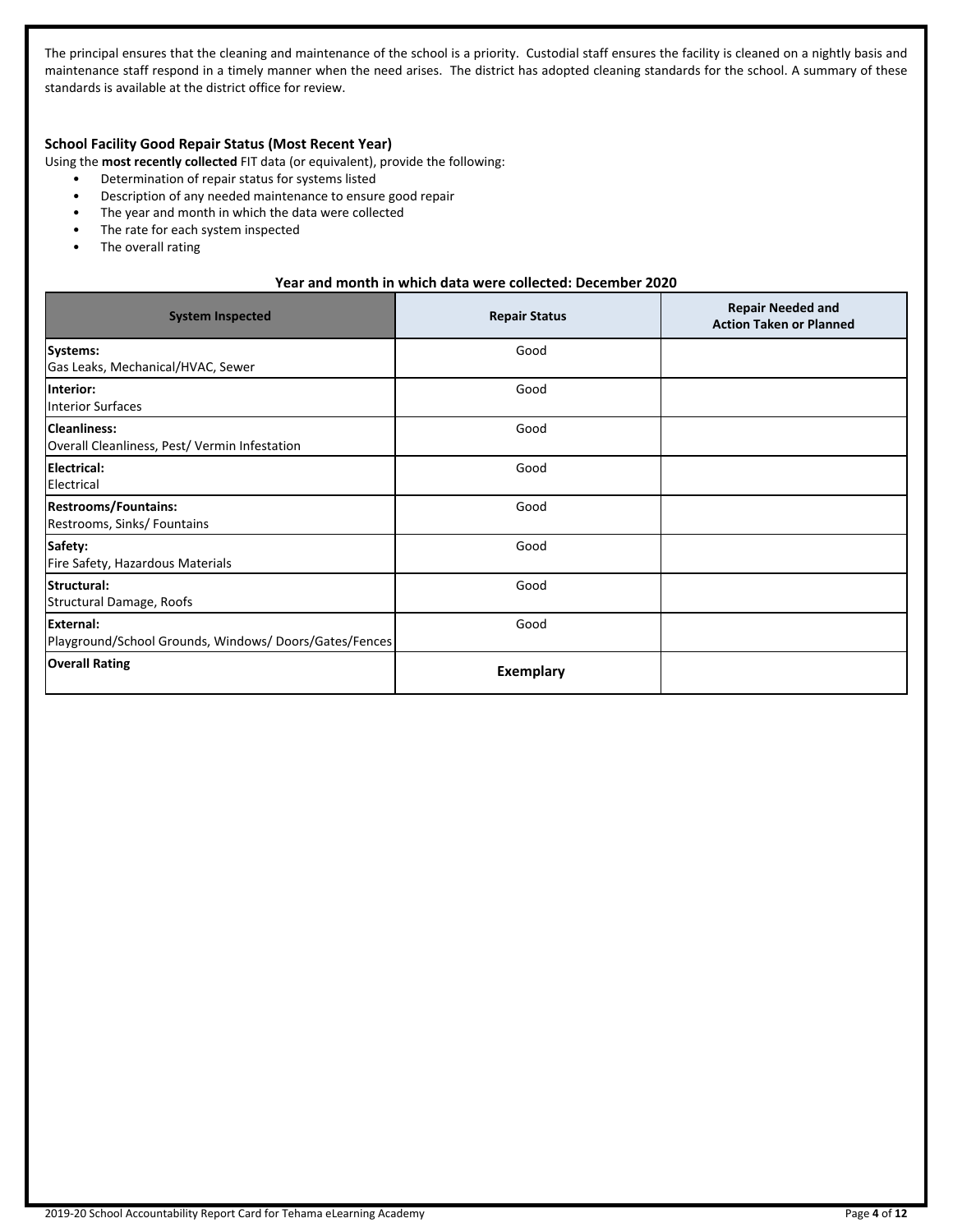The principal ensures that the cleaning and maintenance of the school is a priority. Custodial staff ensures the facility is cleaned on a nightly basis and maintenance staff respond in a timely manner when the need arises. The district has adopted cleaning standards for the school. A summary of these standards is available at the district office for review.

### School Facility Good Repair Status (Most Recent Year)

Using the **most recently collected** FIT data (or equivalent), provide the following:

- Determination of repair status for systems listed
- Description of any needed maintenance to ensure good repair
- The year and month in which the data were collected
- The rate for each system inspected
- The overall rating

**Year and month in which data were collected: December 2020**

| System Inspected | Repair Status | Repair Needed and Action Taken or Planned |
|---|---|---|
| **Systems:** Gas Leaks, Mechanical/HVAC, Sewer | Good | |
| **Interior:** Interior Surfaces | Good | |
| **Cleanliness:** Overall Cleanliness, Pest/ Vermin Infestation | Good | |
| **Electrical:** Electrical | Good | |
| **Restrooms/Fountains:** Restrooms, Sinks/ Fountains | Good | |
| **Safety:** Fire Safety, Hazardous Materials | Good | |
| **Structural:** Structural Damage, Roofs | Good | |
| **External:** Playground/School Grounds, Windows/ Doors/Gates/Fences | Good | |
| **Overall Rating** | **Exemplary** | |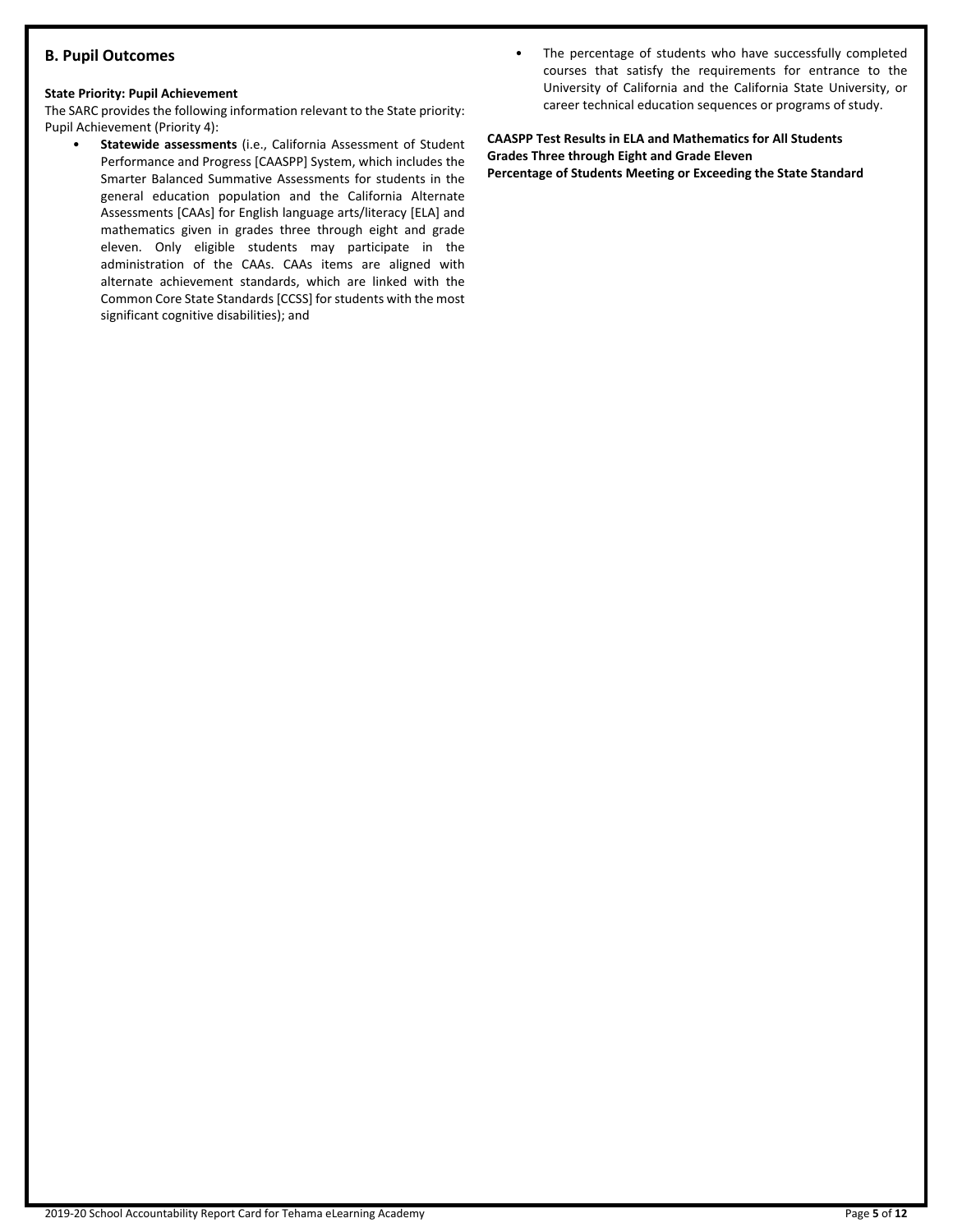## B. Pupil Outcomes

**State Priority: Pupil Achievement**

The SARC provides the following information relevant to the State priority: Pupil Achievement (Priority 4):

- **Statewide assessments** (i.e., California Assessment of Student Performance and Progress [CAASPP] System, which includes the Smarter Balanced Summative Assessments for students in the general education population and the California Alternate Assessments [CAAs] for English language arts/literacy [ELA] and mathematics given in grades three through eight and grade eleven. Only eligible students may participate in the administration of the CAAs. CAAs items are aligned with alternate achievement standards, which are linked with the Common Core State Standards [CCSS] for students with the most significant cognitive disabilities); and
- The percentage of students who have successfully completed courses that satisfy the requirements for entrance to the University of California and the California State University, or career technical education sequences or programs of study.

**CAASPP Test Results in ELA and Mathematics for All Students**
**Grades Three through Eight and Grade Eleven**
**Percentage of Students Meeting or Exceeding the State Standard**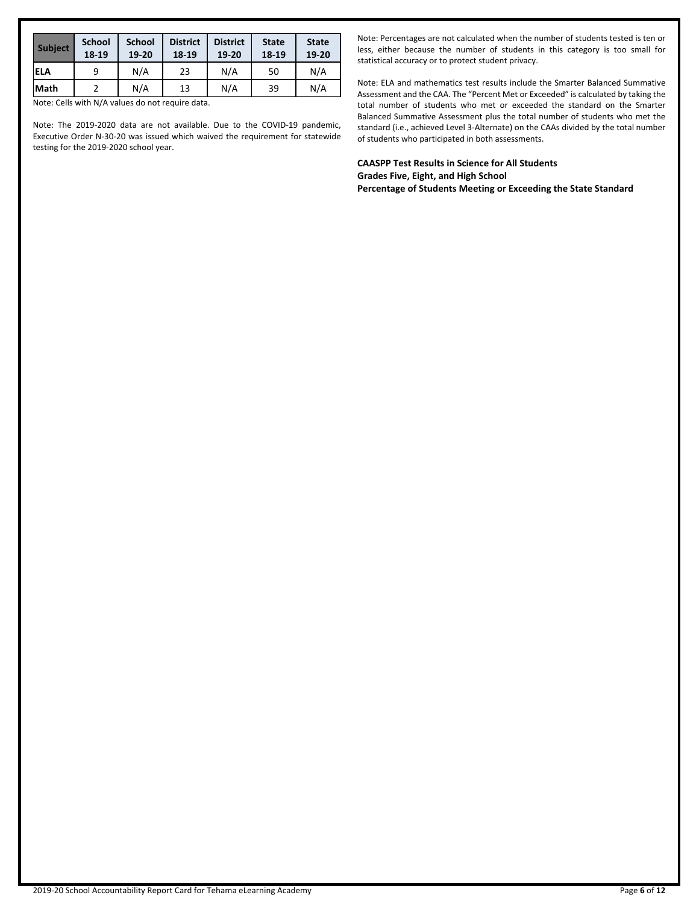| Subject | School 18-19 | School 19-20 | District 18-19 | District 19-20 | State 18-19 | State 19-20 |
|---|---|---|---|---|---|---|
| ELA | 9 | N/A | 23 | N/A | 50 | N/A |
| Math | 2 | N/A | 13 | N/A | 39 | N/A |

Note: Cells with N/A values do not require data.

Note: The 2019-2020 data are not available. Due to the COVID-19 pandemic, Executive Order N-30-20 was issued which waived the requirement for statewide testing for the 2019-2020 school year.

Note: Percentages are not calculated when the number of students tested is ten or less, either because the number of students in this category is too small for statistical accuracy or to protect student privacy.

Note: ELA and mathematics test results include the Smarter Balanced Summative Assessment and the CAA. The "Percent Met or Exceeded" is calculated by taking the total number of students who met or exceeded the standard on the Smarter Balanced Summative Assessment plus the total number of students who met the standard (i.e., achieved Level 3-Alternate) on the CAAs divided by the total number of students who participated in both assessments.

**CAASPP Test Results in Science for All Students**
**Grades Five, Eight, and High School**
**Percentage of Students Meeting or Exceeding the State Standard**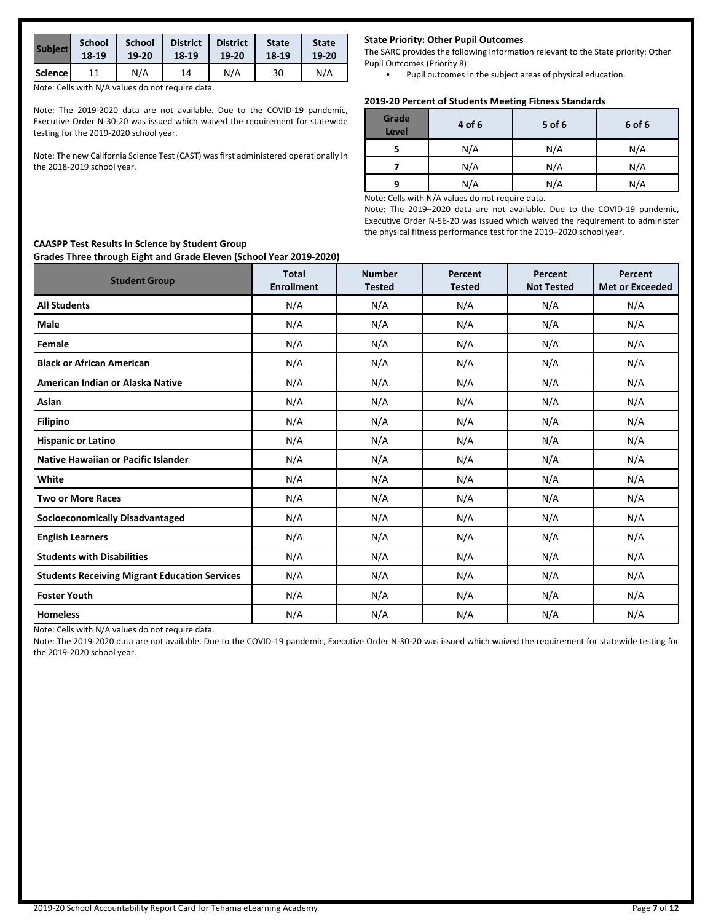| Subject | School 18-19 | School 19-20 | District 18-19 | District 19-20 | State 18-19 | State 19-20 |
|---|---|---|---|---|---|---|
| Science | 11 | N/A | 14 | N/A | 30 | N/A |

Note: Cells with N/A values do not require data.

Note: The 2019-2020 data are not available. Due to the COVID-19 pandemic, Executive Order N-30-20 was issued which waived the requirement for statewide testing for the 2019-2020 school year.

Note: The new California Science Test (CAST) was first administered operationally in the 2018-2019 school year.

**State Priority: Other Pupil Outcomes**

The SARC provides the following information relevant to the State priority: Other Pupil Outcomes (Priority 8):

- Pupil outcomes in the subject areas of physical education.

**2019-20 Percent of Students Meeting Fitness Standards**

| Grade Level | 4 of 6 | 5 of 6 | 6 of 6 |
|---|---|---|---|
| 5 | N/A | N/A | N/A |
| 7 | N/A | N/A | N/A |
| 9 | N/A | N/A | N/A |

Note: Cells with N/A values do not require data.

Note: The 2019–2020 data are not available. Due to the COVID-19 pandemic, Executive Order N-56-20 was issued which waived the requirement to administer the physical fitness performance test for the 2019–2020 school year.

**CAASPP Test Results in Science by Student Group**
**Grades Three through Eight and Grade Eleven (School Year 2019-2020)**

| Student Group | Total Enrollment | Number Tested | Percent Tested | Percent Not Tested | Percent Met or Exceeded |
|---|---|---|---|---|---|
| **All Students** | N/A | N/A | N/A | N/A | N/A |
| **Male** | N/A | N/A | N/A | N/A | N/A |
| **Female** | N/A | N/A | N/A | N/A | N/A |
| **Black or African American** | N/A | N/A | N/A | N/A | N/A |
| **American Indian or Alaska Native** | N/A | N/A | N/A | N/A | N/A |
| **Asian** | N/A | N/A | N/A | N/A | N/A |
| **Filipino** | N/A | N/A | N/A | N/A | N/A |
| **Hispanic or Latino** | N/A | N/A | N/A | N/A | N/A |
| **Native Hawaiian or Pacific Islander** | N/A | N/A | N/A | N/A | N/A |
| **White** | N/A | N/A | N/A | N/A | N/A |
| **Two or More Races** | N/A | N/A | N/A | N/A | N/A |
| **Socioeconomically Disadvantaged** | N/A | N/A | N/A | N/A | N/A |
| **English Learners** | N/A | N/A | N/A | N/A | N/A |
| **Students with Disabilities** | N/A | N/A | N/A | N/A | N/A |
| **Students Receiving Migrant Education Services** | N/A | N/A | N/A | N/A | N/A |
| **Foster Youth** | N/A | N/A | N/A | N/A | N/A |
| **Homeless** | N/A | N/A | N/A | N/A | N/A |

Note: Cells with N/A values do not require data.

Note: The 2019-2020 data are not available. Due to the COVID-19 pandemic, Executive Order N-30-20 was issued which waived the requirement for statewide testing for the 2019-2020 school year.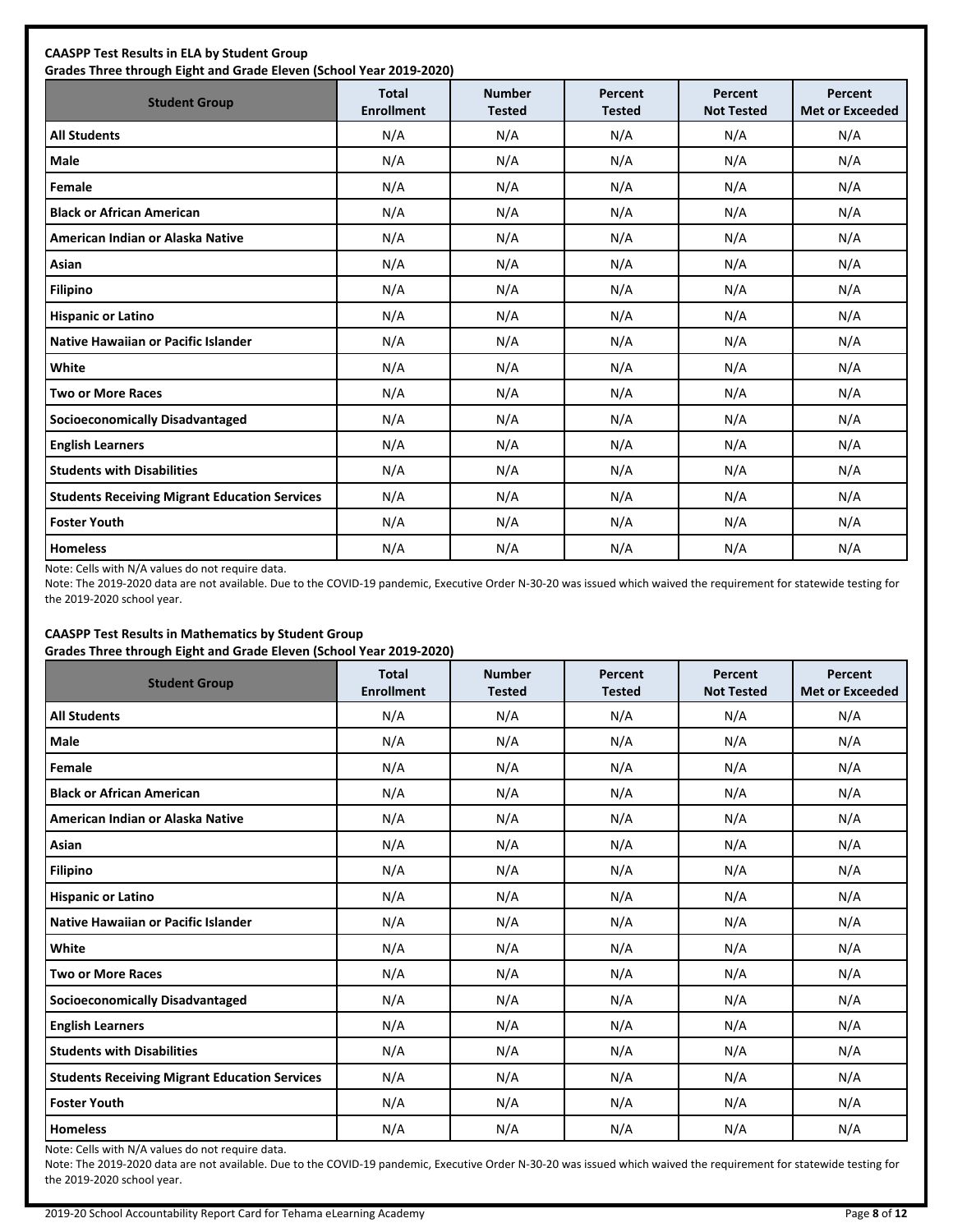**CAASPP Test Results in ELA by Student Group**
**Grades Three through Eight and Grade Eleven (School Year 2019-2020)**

| Student Group | Total Enrollment | Number Tested | Percent Tested | Percent Not Tested | Percent Met or Exceeded |
|---|---|---|---|---|---|
| **All Students** | N/A | N/A | N/A | N/A | N/A |
| **Male** | N/A | N/A | N/A | N/A | N/A |
| **Female** | N/A | N/A | N/A | N/A | N/A |
| **Black or African American** | N/A | N/A | N/A | N/A | N/A |
| **American Indian or Alaska Native** | N/A | N/A | N/A | N/A | N/A |
| **Asian** | N/A | N/A | N/A | N/A | N/A |
| **Filipino** | N/A | N/A | N/A | N/A | N/A |
| **Hispanic or Latino** | N/A | N/A | N/A | N/A | N/A |
| **Native Hawaiian or Pacific Islander** | N/A | N/A | N/A | N/A | N/A |
| **White** | N/A | N/A | N/A | N/A | N/A |
| **Two or More Races** | N/A | N/A | N/A | N/A | N/A |
| **Socioeconomically Disadvantaged** | N/A | N/A | N/A | N/A | N/A |
| **English Learners** | N/A | N/A | N/A | N/A | N/A |
| **Students with Disabilities** | N/A | N/A | N/A | N/A | N/A |
| **Students Receiving Migrant Education Services** | N/A | N/A | N/A | N/A | N/A |
| **Foster Youth** | N/A | N/A | N/A | N/A | N/A |
| **Homeless** | N/A | N/A | N/A | N/A | N/A |

Note: Cells with N/A values do not require data.

Note: The 2019-2020 data are not available. Due to the COVID-19 pandemic, Executive Order N-30-20 was issued which waived the requirement for statewide testing for the 2019-2020 school year.

**CAASPP Test Results in Mathematics by Student Group**
**Grades Three through Eight and Grade Eleven (School Year 2019-2020)**

| Student Group | Total Enrollment | Number Tested | Percent Tested | Percent Not Tested | Percent Met or Exceeded |
|---|---|---|---|---|---|
| **All Students** | N/A | N/A | N/A | N/A | N/A |
| **Male** | N/A | N/A | N/A | N/A | N/A |
| **Female** | N/A | N/A | N/A | N/A | N/A |
| **Black or African American** | N/A | N/A | N/A | N/A | N/A |
| **American Indian or Alaska Native** | N/A | N/A | N/A | N/A | N/A |
| **Asian** | N/A | N/A | N/A | N/A | N/A |
| **Filipino** | N/A | N/A | N/A | N/A | N/A |
| **Hispanic or Latino** | N/A | N/A | N/A | N/A | N/A |
| **Native Hawaiian or Pacific Islander** | N/A | N/A | N/A | N/A | N/A |
| **White** | N/A | N/A | N/A | N/A | N/A |
| **Two or More Races** | N/A | N/A | N/A | N/A | N/A |
| **Socioeconomically Disadvantaged** | N/A | N/A | N/A | N/A | N/A |
| **English Learners** | N/A | N/A | N/A | N/A | N/A |
| **Students with Disabilities** | N/A | N/A | N/A | N/A | N/A |
| **Students Receiving Migrant Education Services** | N/A | N/A | N/A | N/A | N/A |
| **Foster Youth** | N/A | N/A | N/A | N/A | N/A |
| **Homeless** | N/A | N/A | N/A | N/A | N/A |

Note: Cells with N/A values do not require data.

Note: The 2019-2020 data are not available. Due to the COVID-19 pandemic, Executive Order N-30-20 was issued which waived the requirement for statewide testing for the 2019-2020 school year.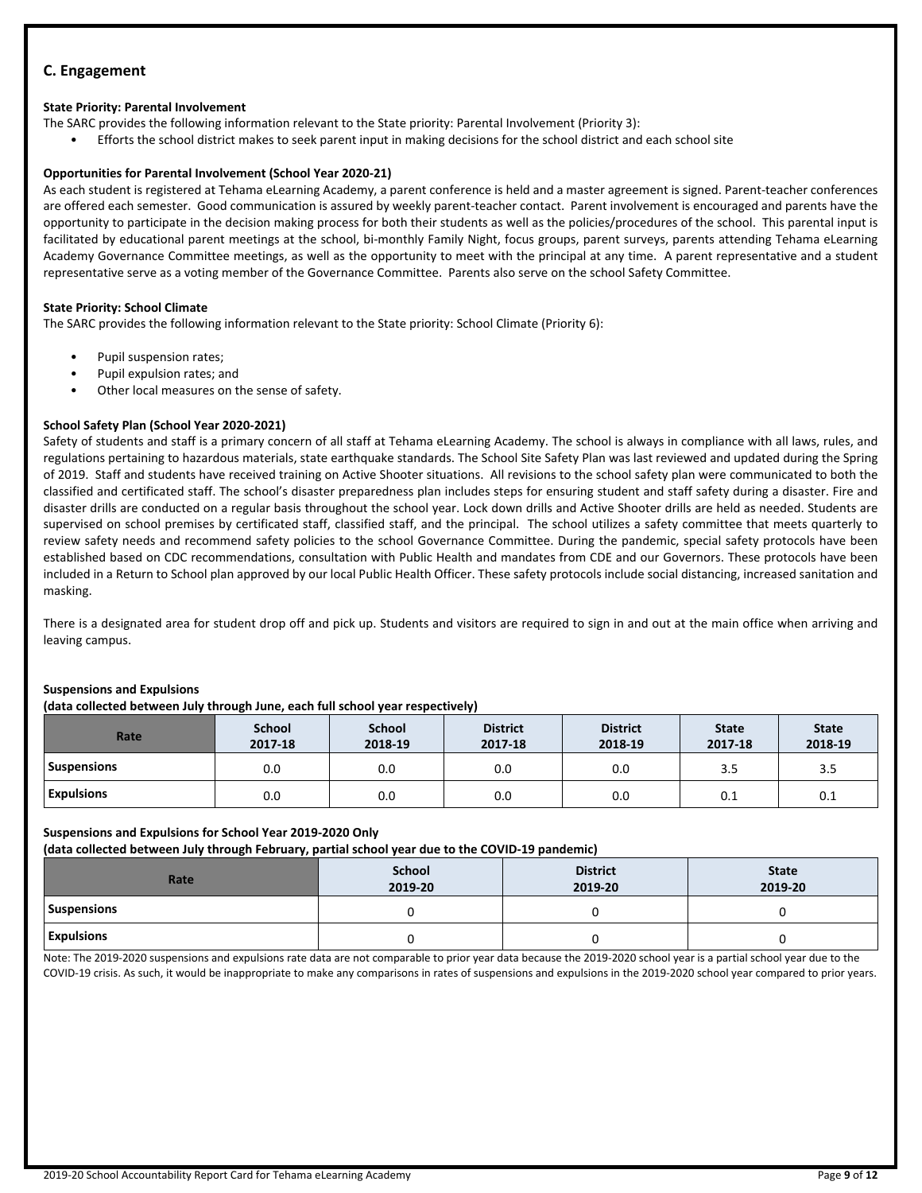## C. Engagement

**State Priority: Parental Involvement**

The SARC provides the following information relevant to the State priority: Parental Involvement (Priority 3):

- Efforts the school district makes to seek parent input in making decisions for the school district and each school site

**Opportunities for Parental Involvement (School Year 2020-21)**

As each student is registered at Tehama eLearning Academy, a parent conference is held and a master agreement is signed. Parent-teacher conferences are offered each semester. Good communication is assured by weekly parent-teacher contact. Parent involvement is encouraged and parents have the opportunity to participate in the decision making process for both their students as well as the policies/procedures of the school. This parental input is facilitated by educational parent meetings at the school, bi-monthly Family Night, focus groups, parent surveys, parents attending Tehama eLearning Academy Governance Committee meetings, as well as the opportunity to meet with the principal at any time. A parent representative and a student representative serve as a voting member of the Governance Committee. Parents also serve on the school Safety Committee.

**State Priority: School Climate**

The SARC provides the following information relevant to the State priority: School Climate (Priority 6):

- Pupil suspension rates;
- Pupil expulsion rates; and
- Other local measures on the sense of safety.

**School Safety Plan (School Year 2020-2021)**

Safety of students and staff is a primary concern of all staff at Tehama eLearning Academy. The school is always in compliance with all laws, rules, and regulations pertaining to hazardous materials, state earthquake standards. The School Site Safety Plan was last reviewed and updated during the Spring of 2019. Staff and students have received training on Active Shooter situations. All revisions to the school safety plan were communicated to both the classified and certificated staff. The school's disaster preparedness plan includes steps for ensuring student and staff safety during a disaster. Fire and disaster drills are conducted on a regular basis throughout the school year. Lock down drills and Active Shooter drills are held as needed. Students are supervised on school premises by certificated staff, classified staff, and the principal. The school utilizes a safety committee that meets quarterly to review safety needs and recommend safety policies to the school Governance Committee. During the pandemic, special safety protocols have been established based on CDC recommendations, consultation with Public Health and mandates from CDE and our Governors. These protocols have been included in a Return to School plan approved by our local Public Health Officer. These safety protocols include social distancing, increased sanitation and masking.

There is a designated area for student drop off and pick up. Students and visitors are required to sign in and out at the main office when arriving and leaving campus.

**Suspensions and Expulsions**
**(data collected between July through June, each full school year respectively)**

| Rate | School 2017-18 | School 2018-19 | District 2017-18 | District 2018-19 | State 2017-18 | State 2018-19 |
|---|---|---|---|---|---|---|
| Suspensions | 0.0 | 0.0 | 0.0 | 0.0 | 3.5 | 3.5 |
| Expulsions | 0.0 | 0.0 | 0.0 | 0.0 | 0.1 | 0.1 |

**Suspensions and Expulsions for School Year 2019-2020 Only**
**(data collected between July through February, partial school year due to the COVID-19 pandemic)**

| Rate | School 2019-20 | District 2019-20 | State 2019-20 |
|---|---|---|---|
| Suspensions | 0 | 0 | 0 |
| Expulsions | 0 | 0 | 0 |

Note: The 2019-2020 suspensions and expulsions rate data are not comparable to prior year data because the 2019-2020 school year is a partial school year due to the COVID-19 crisis. As such, it would be inappropriate to make any comparisons in rates of suspensions and expulsions in the 2019-2020 school year compared to prior years.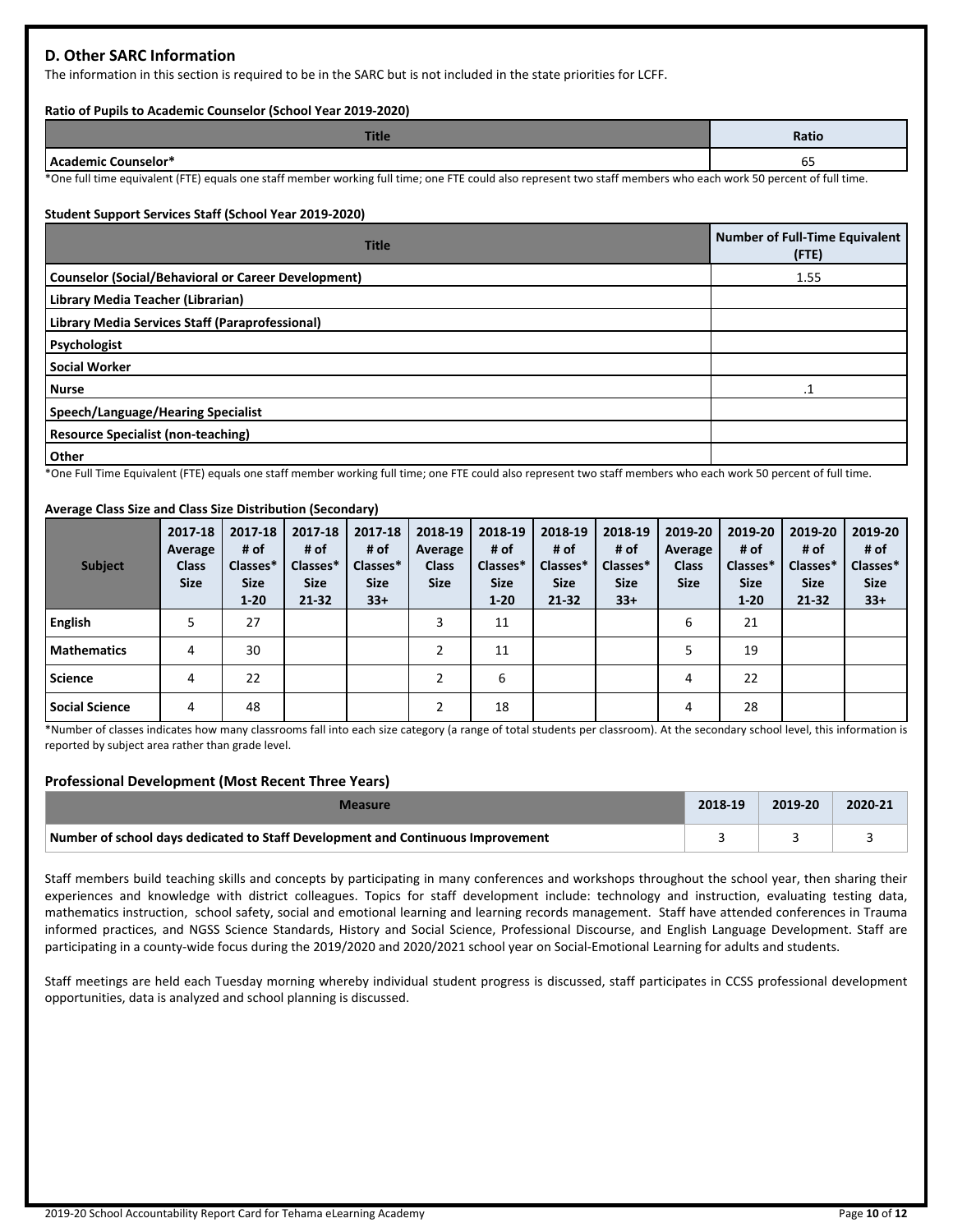## D. Other SARC Information

The information in this section is required to be in the SARC but is not included in the state priorities for LCFF.

**Ratio of Pupils to Academic Counselor (School Year 2019-2020)**

| Title | Ratio |
|---|---|
| Academic Counselor* | 65 |

*One full time equivalent (FTE) equals one staff member working full time; one FTE could also represent two staff members who each work 50 percent of full time.

**Student Support Services Staff (School Year 2019-2020)**

| Title | Number of Full-Time Equivalent (FTE) |
|---|---|
| Counselor (Social/Behavioral or Career Development) | 1.55 |
| Library Media Teacher (Librarian) | |
| Library Media Services Staff (Paraprofessional) | |
| Psychologist | |
| Social Worker | |
| Nurse | .1 |
| Speech/Language/Hearing Specialist | |
| Resource Specialist (non-teaching) | |
| Other | |

*One Full Time Equivalent (FTE) equals one staff member working full time; one FTE could also represent two staff members who each work 50 percent of full time.

**Average Class Size and Class Size Distribution (Secondary)**

| Subject | 2017-18 Average Class Size | 2017-18 # of Classes* Size 1-20 | 2017-18 # of Classes* Size 21-32 | 2017-18 # of Classes* Size 33+ | 2018-19 Average Class Size | 2018-19 # of Classes* Size 1-20 | 2018-19 # of Classes* Size 21-32 | 2018-19 # of Classes* Size 33+ | 2019-20 Average Class Size | 2019-20 # of Classes* Size 1-20 | 2019-20 # of Classes* Size 21-32 | 2019-20 # of Classes* Size 33+ |
|---|---|---|---|---|---|---|---|---|---|---|---|---|
| English | 5 | 27 | | | 3 | 11 | | | 6 | 21 | | |
| Mathematics | 4 | 30 | | | 2 | 11 | | | 5 | 19 | | |
| Science | 4 | 22 | | | 2 | 6 | | | 4 | 22 | | |
| Social Science | 4 | 48 | | | 2 | 18 | | | 4 | 28 | | |

*Number of classes indicates how many classrooms fall into each size category (a range of total students per classroom). At the secondary school level, this information is reported by subject area rather than grade level.

### Professional Development (Most Recent Three Years)

| Measure | 2018-19 | 2019-20 | 2020-21 |
|---|---|---|---|
| Number of school days dedicated to Staff Development and Continuous Improvement | 3 | 3 | 3 |

Staff members build teaching skills and concepts by participating in many conferences and workshops throughout the school year, then sharing their experiences and knowledge with district colleagues. Topics for staff development include: technology and instruction, evaluating testing data, mathematics instruction, school safety, social and emotional learning and learning records management. Staff have attended conferences in Trauma informed practices, and NGSS Science Standards, History and Social Science, Professional Discourse, and English Language Development. Staff are participating in a county-wide focus during the 2019/2020 and 2020/2021 school year on Social-Emotional Learning for adults and students.

Staff meetings are held each Tuesday morning whereby individual student progress is discussed, staff participates in CCSS professional development opportunities, data is analyzed and school planning is discussed.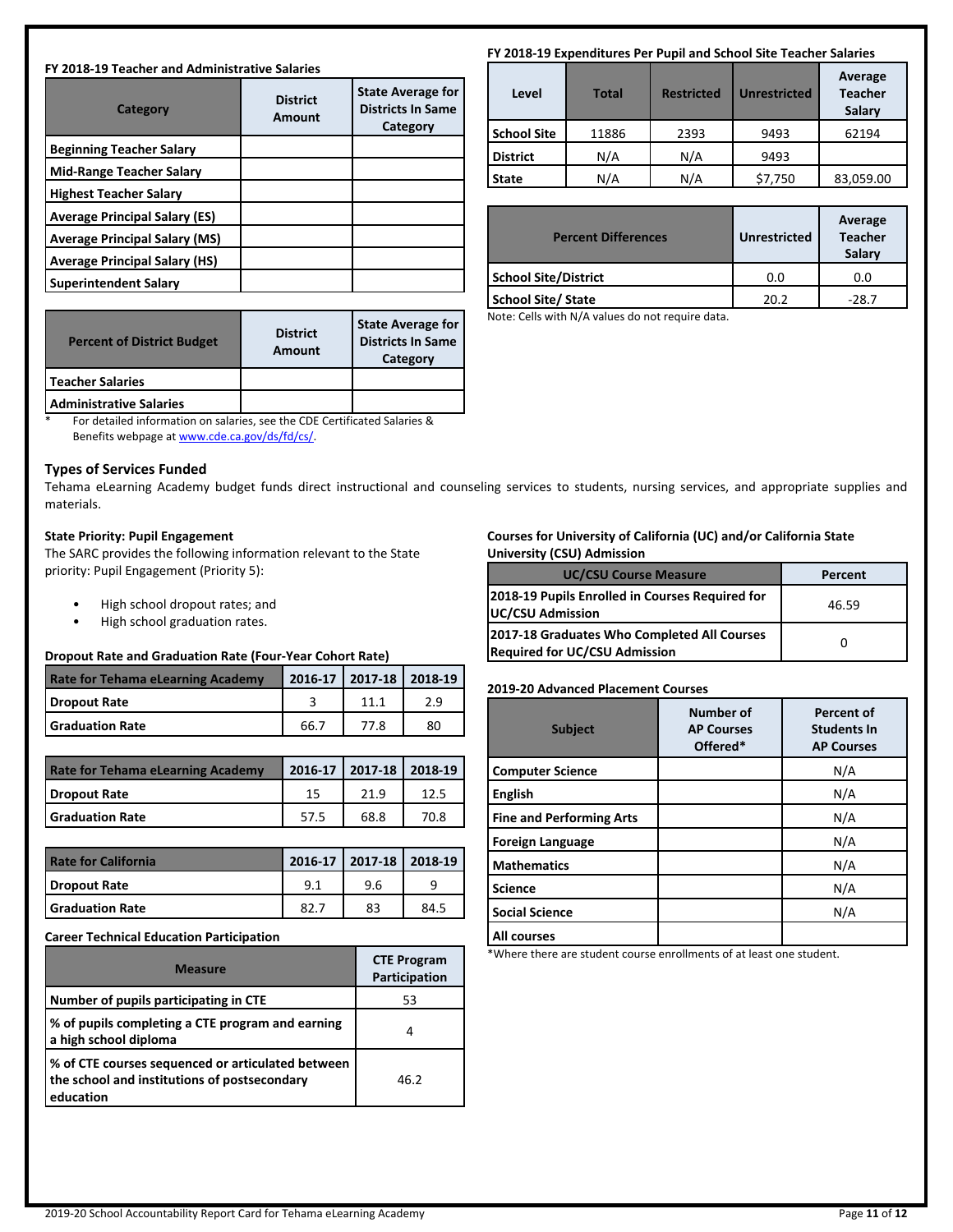**FY 2018-19 Teacher and Administrative Salaries**

| Category | District Amount | State Average for Districts In Same Category |
|---|---|---|
| Beginning Teacher Salary | | |
| Mid-Range Teacher Salary | | |
| Highest Teacher Salary | | |
| Average Principal Salary (ES) | | |
| Average Principal Salary (MS) | | |
| Average Principal Salary (HS) | | |
| Superintendent Salary | | |

| Percent of District Budget | District Amount | State Average for Districts In Same Category |
|---|---|---|
| Teacher Salaries | | |
| Administrative Salaries | | |

\* For detailed information on salaries, see the CDE Certificated Salaries & Benefits webpage at [www.cde.ca.gov/ds/fd/cs/](http://www.cde.ca.gov/ds/fd/cs/).

**FY 2018-19 Expenditures Per Pupil and School Site Teacher Salaries**

| Level | Total | Restricted | Unrestricted | Average Teacher Salary |
|---|---|---|---|---|
| School Site | 11886 | 2393 | 9493 | 62194 |
| District | N/A | N/A | 9493 | |
| State | N/A | N/A | $7,750 | 83,059.00 |

| Percent Differences | Unrestricted | Average Teacher Salary |
|---|---|---|
| School Site/District | 0.0 | 0.0 |
| School Site/ State | 20.2 | -28.7 |

Note: Cells with N/A values do not require data.

### Types of Services Funded

Tehama eLearning Academy budget funds direct instructional and counseling services to students, nursing services, and appropriate supplies and materials.

**State Priority: Pupil Engagement**

The SARC provides the following information relevant to the State priority: Pupil Engagement (Priority 5):

- High school dropout rates; and
- High school graduation rates.

**Dropout Rate and Graduation Rate (Four-Year Cohort Rate)**

| Rate for Tehama eLearning Academy | 2016-17 | 2017-18 | 2018-19 |
|---|---|---|---|
| Dropout Rate | 3 | 11.1 | 2.9 |
| Graduation Rate | 66.7 | 77.8 | 80 |

| Rate for Tehama eLearning Academy | 2016-17 | 2017-18 | 2018-19 |
|---|---|---|---|
| Dropout Rate | 15 | 21.9 | 12.5 |
| Graduation Rate | 57.5 | 68.8 | 70.8 |

| Rate for California | 2016-17 | 2017-18 | 2018-19 |
|---|---|---|---|
| Dropout Rate | 9.1 | 9.6 | 9 |
| Graduation Rate | 82.7 | 83 | 84.5 |

**Career Technical Education Participation**

| Measure | CTE Program Participation |
|---|---|
| Number of pupils participating in CTE | 53 |
| % of pupils completing a CTE program and earning a high school diploma | 4 |
| % of CTE courses sequenced or articulated between the school and institutions of postsecondary education | 46.2 |

**Courses for University of California (UC) and/or California State University (CSU) Admission**

| UC/CSU Course Measure | Percent |
|---|---|
| 2018-19 Pupils Enrolled in Courses Required for UC/CSU Admission | 46.59 |
| 2017-18 Graduates Who Completed All Courses Required for UC/CSU Admission | 0 |

**2019-20 Advanced Placement Courses**

| Subject | Number of AP Courses Offered* | Percent of Students In AP Courses |
|---|---|---|
| Computer Science | | N/A |
| English | | N/A |
| Fine and Performing Arts | | N/A |
| Foreign Language | | N/A |
| Mathematics | | N/A |
| Science | | N/A |
| Social Science | | N/A |
| All courses | | |

\*Where there are student course enrollments of at least one student.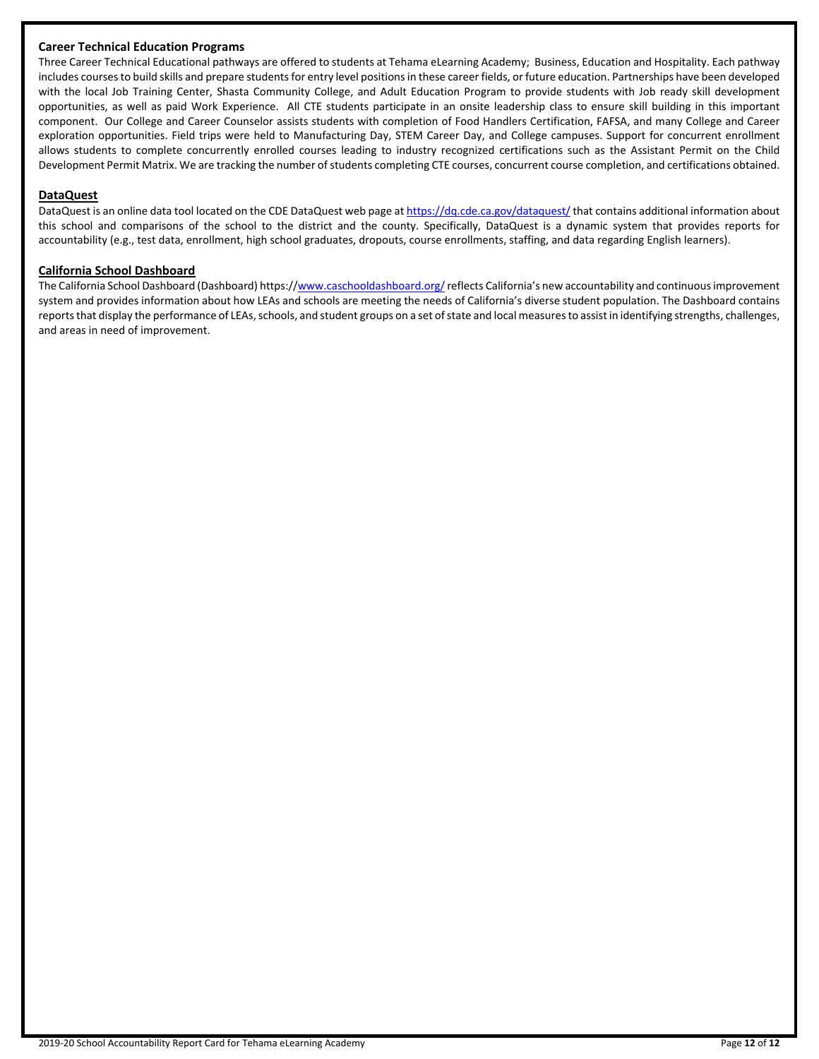### Career Technical Education Programs

Three Career Technical Educational pathways are offered to students at Tehama eLearning Academy; Business, Education and Hospitality. Each pathway includes courses to build skills and prepare students for entry level positions in these career fields, or future education. Partnerships have been developed with the local Job Training Center, Shasta Community College, and Adult Education Program to provide students with Job ready skill development opportunities, as well as paid Work Experience. All CTE students participate in an onsite leadership class to ensure skill building in this important component. Our College and Career Counselor assists students with completion of Food Handlers Certification, FAFSA, and many College and Career exploration opportunities. Field trips were held to Manufacturing Day, STEM Career Day, and College campuses. Support for concurrent enrollment allows students to complete concurrently enrolled courses leading to industry recognized certifications such as the Assistant Permit on the Child Development Permit Matrix. We are tracking the number of students completing CTE courses, concurrent course completion, and certifications obtained.

### DataQuest

DataQuest is an online data tool located on the CDE DataQuest web page at https://dq.cde.ca.gov/dataquest/ that contains additional information about this school and comparisons of the school to the district and the county. Specifically, DataQuest is a dynamic system that provides reports for accountability (e.g., test data, enrollment, high school graduates, dropouts, course enrollments, staffing, and data regarding English learners).

### California School Dashboard

The California School Dashboard (Dashboard) https://www.caschooldashboard.org/ reflects California's new accountability and continuous improvement system and provides information about how LEAs and schools are meeting the needs of California's diverse student population. The Dashboard contains reports that display the performance of LEAs, schools, and student groups on a set of state and local measures to assist in identifying strengths, challenges, and areas in need of improvement.